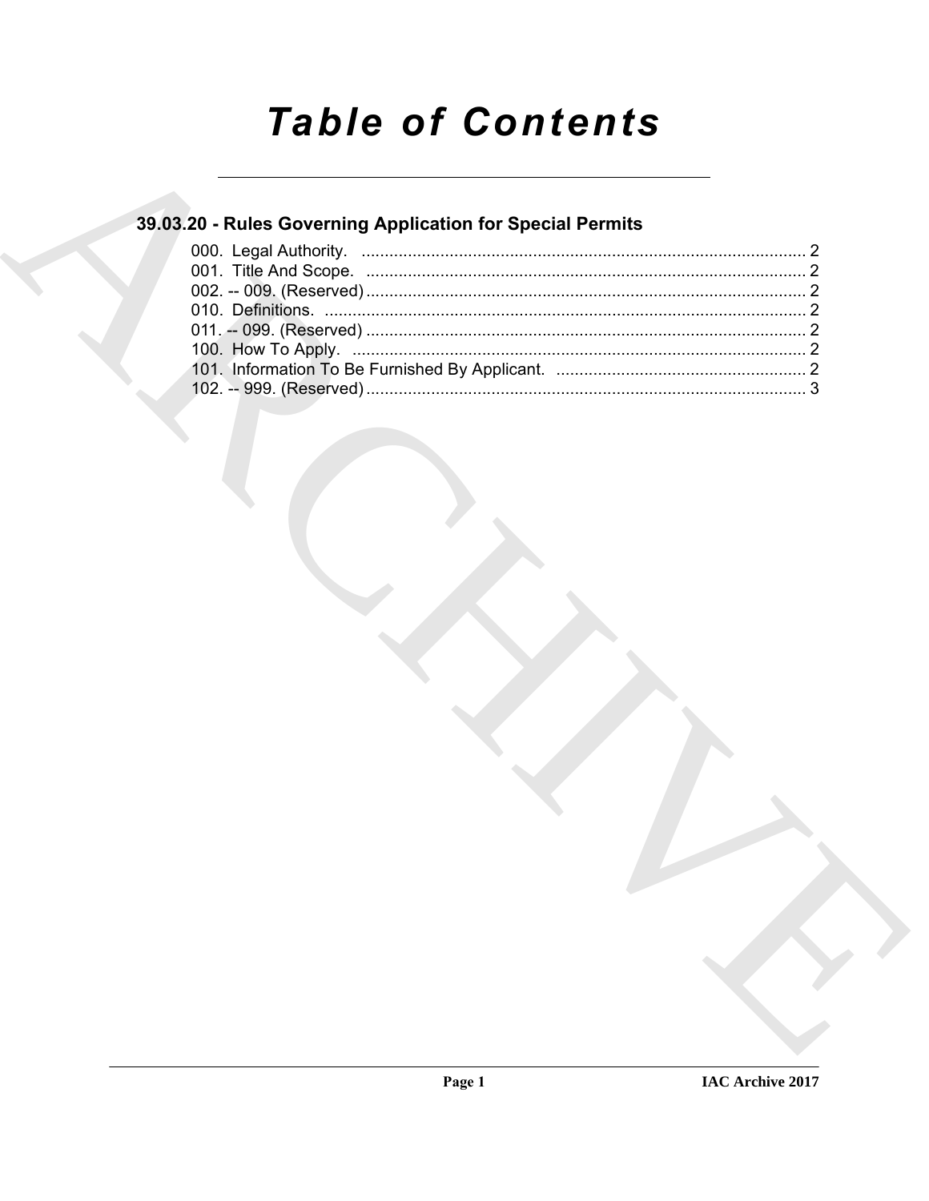# Table of Contents

## 39.03.20 - Rules Governing Application for Special Permits

000. Legal Authority. ........................................................................................ 2
001. Title And Scope. ........................................................................................ 2
002. -- 009. (Reserved) ........................................................................................ 2
010. Definitions. ........................................................................................ 2
011. -- 099. (Reserved) ........................................................................................ 2
100. How To Apply. ........................................................................................ 2
101. Information To Be Furnished By Applicant. ........................................................................................ 2
102. -- 999. (Reserved) ........................................................................................ 3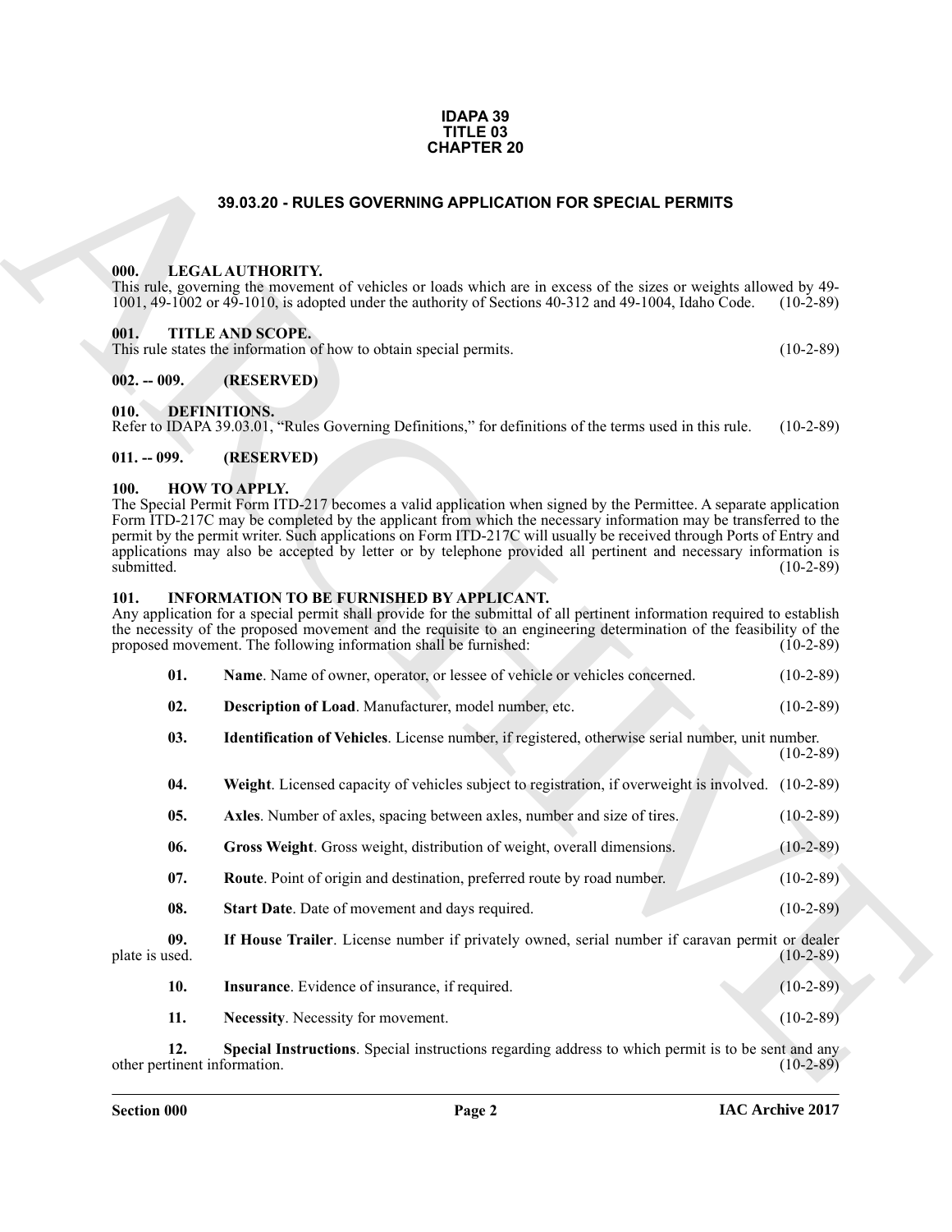**IDAPA 39**
**TITLE 03**
**CHAPTER 20**

# 39.03.20 - RULES GOVERNING APPLICATION FOR SPECIAL PERMITS

## 000. LEGAL AUTHORITY.

This rule, governing the movement of vehicles or loads which are in excess of the sizes or weights allowed by 49-1001, 49-1002 or 49-1010, is adopted under the authority of Sections 40-312 and 49-1004, Idaho Code. (10-2-89)

## 001. TITLE AND SCOPE.

This rule states the information of how to obtain special permits. (10-2-89)

## 002. -- 009. (RESERVED)

## 010. DEFINITIONS.

Refer to IDAPA 39.03.01, "Rules Governing Definitions," for definitions of the terms used in this rule. (10-2-89)

## 011. -- 099. (RESERVED)

## 100. HOW TO APPLY.

The Special Permit Form ITD-217 becomes a valid application when signed by the Permittee. A separate application Form ITD-217C may be completed by the applicant from which the necessary information may be transferred to the permit by the permit writer. Such applications on Form ITD-217C will usually be received through Ports of Entry and applications may also be accepted by letter or by telephone provided all pertinent and necessary information is submitted. (10-2-89)

## 101. INFORMATION TO BE FURNISHED BY APPLICANT.

Any application for a special permit shall provide for the submittal of all pertinent information required to establish the necessity of the proposed movement and the requisite to an engineering determination of the feasibility of the proposed movement. The following information shall be furnished: (10-2-89)

**01. Name**. Name of owner, operator, or lessee of vehicle or vehicles concerned. (10-2-89)

**02. Description of Load**. Manufacturer, model number, etc. (10-2-89)

**03. Identification of Vehicles**. License number, if registered, otherwise serial number, unit number. (10-2-89)

**04. Weight**. Licensed capacity of vehicles subject to registration, if overweight is involved. (10-2-89)

**05. Axles**. Number of axles, spacing between axles, number and size of tires. (10-2-89)

**06. Gross Weight**. Gross weight, distribution of weight, overall dimensions. (10-2-89)

**07. Route**. Point of origin and destination, preferred route by road number. (10-2-89)

**08. Start Date**. Date of movement and days required. (10-2-89)

**09. If House Trailer**. License number if privately owned, serial number if caravan permit or dealer plate is used. (10-2-89)

**10. Insurance**. Evidence of insurance, if required. (10-2-89)

**11. Necessity**. Necessity for movement. (10-2-89)

**12. Special Instructions**. Special instructions regarding address to which permit is to be sent and any other pertinent information. (10-2-89)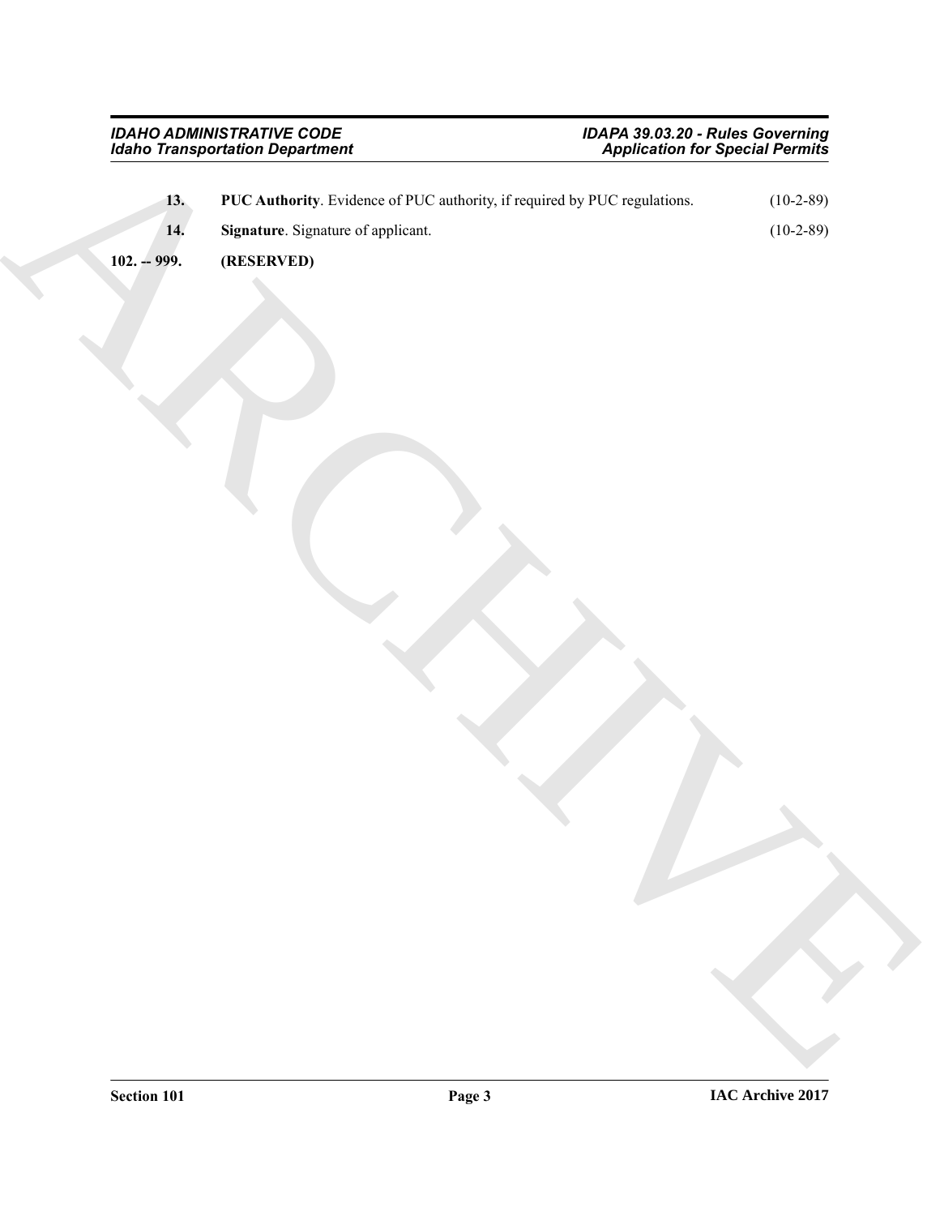**13. PUC Authority**. Evidence of PUC authority, if required by PUC regulations. (10-2-89)

**14. Signature**. Signature of applicant. (10-2-89)

**102. -- 999. (RESERVED)**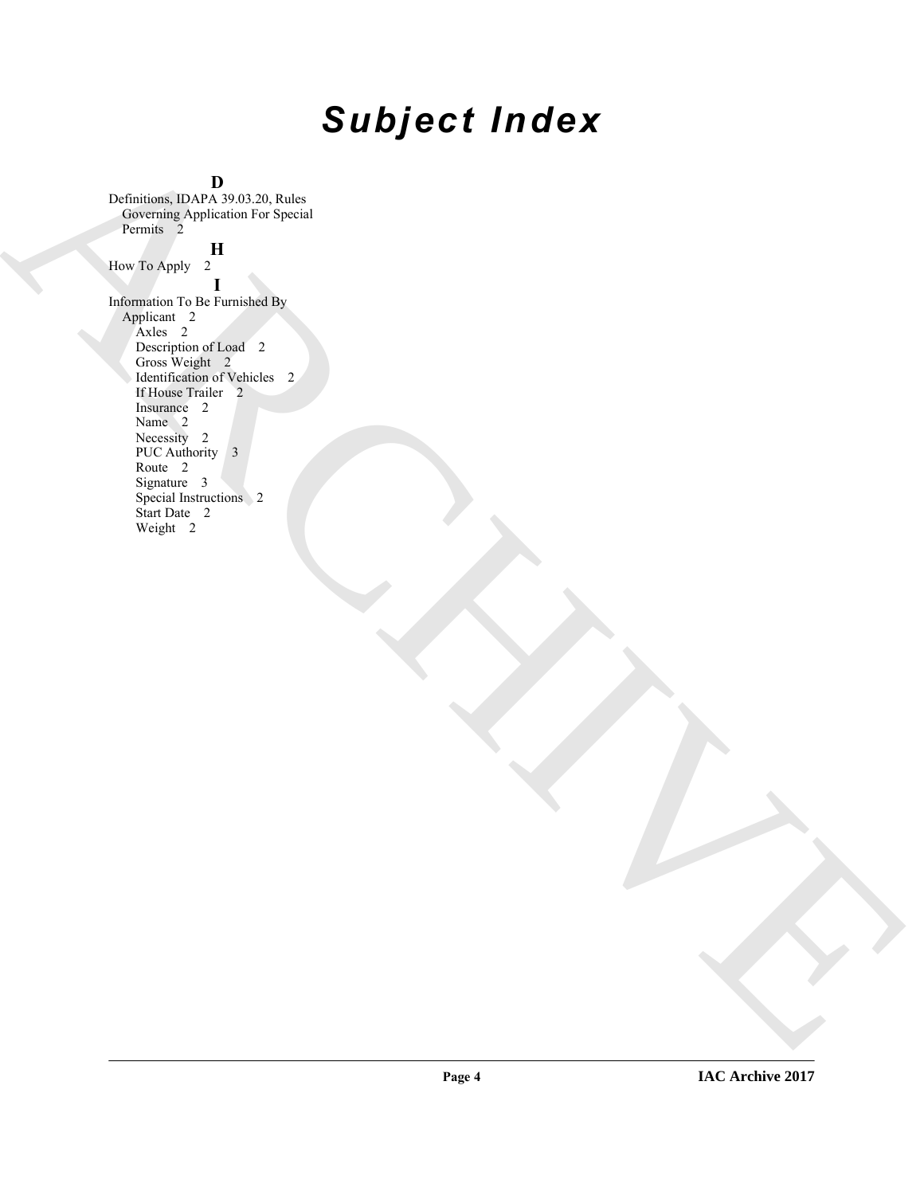# Subject Index

**D**

Definitions, IDAPA 39.03.20, Rules Governing Application For Special Permits 2

**H**

How To Apply 2

**I**

Information To Be Furnished By Applicant 2
- Axles 2
- Description of Load 2
- Gross Weight 2
- Identification of Vehicles 2
- If House Trailer 2
- Insurance 2
- Name 2
- Necessity 2
- PUC Authority 3
- Route 2
- Signature 3
- Special Instructions 2
- Start Date 2
- Weight 2